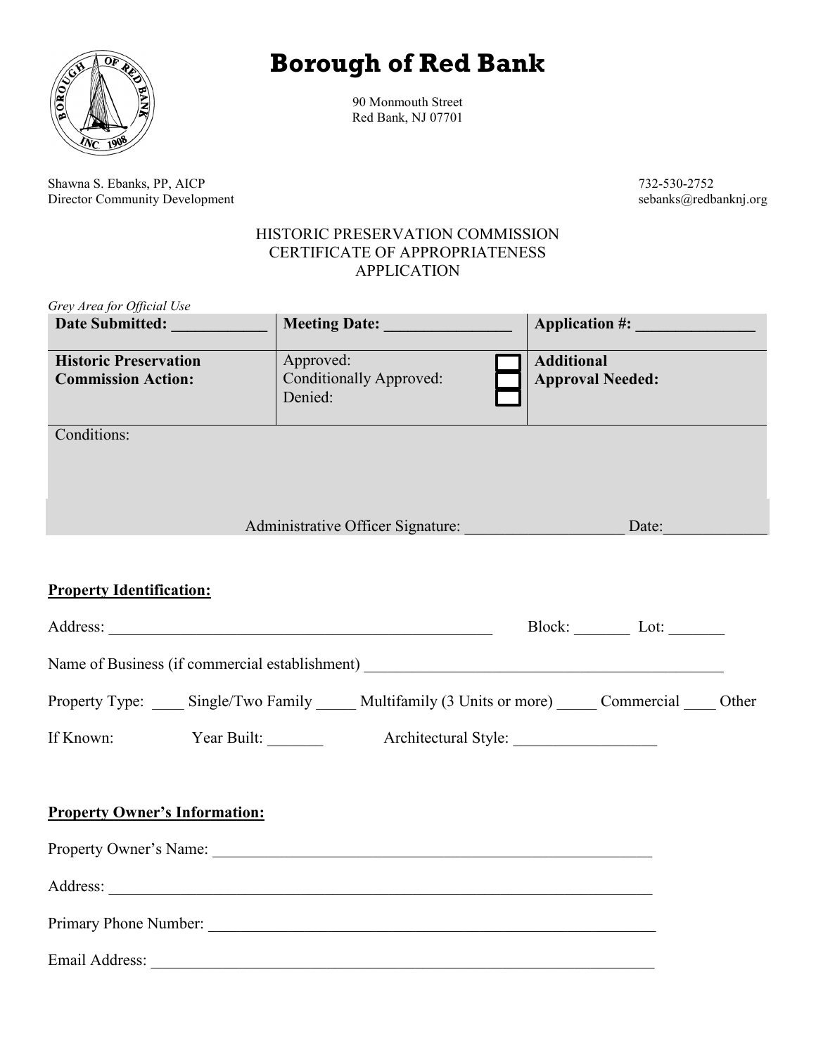# Borough of Red Bank

90 Monmouth Street
Red Bank, NJ 07701

Shawna S. Ebanks, PP, AICP
Director Community Development

732-530-2752
sebanks@redbanknj.org

HISTORIC PRESERVATION COMMISSION
CERTIFICATE OF APPROPRIATENESS
APPLICATION

*Grey Area for Official Use*

| **Date Submitted:** ___________ | **Meeting Date:** _______________ | **Application #:** ______________ |
|---|---|---|
| **Historic Preservation Commission Action:** | Approved: ☐<br>Conditionally Approved: ☐<br>Denied: ☐ | **Additional Approval Needed:** |
| Conditions: | | |
| | Administrative Officer Signature: ___________________ | Date:____________ |

**Property Identification:**

Address: _______________________________________________ Block: _______ Lot: _______

Name of Business (if commercial establishment) _____________________________________________

Property Type: ____ Single/Two Family _____ Multifamily (3 Units or more) _____ Commercial ____ Other

If Known: Year Built: _______ Architectural Style: _________________

**Property Owner's Information:**

Property Owner's Name: _________________________________________________________

Address: _______________________________________________________________________

Primary Phone Number: __________________________________________________________

Email Address: _________________________________________________________________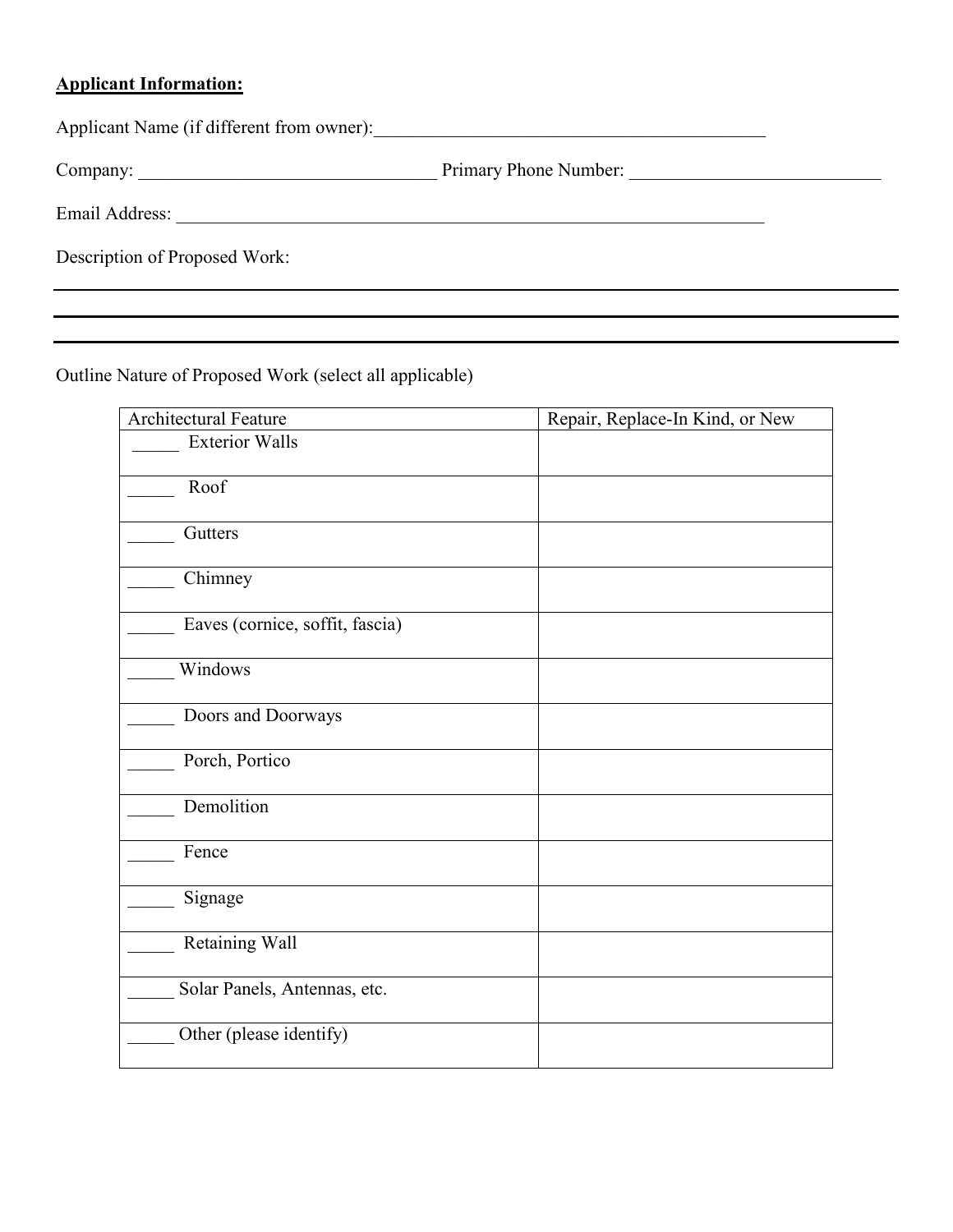**Applicant Information:**

Applicant Name (if different from owner):____________________________________________

Company: ________________________________ Primary Phone Number: ___________________________

Email Address: ______________________________________________________________

Description of Proposed Work:

________________________________________________________________________________

________________________________________________________________________________

________________________________________________________________________________

Outline Nature of Proposed Work (select all applicable)

| Architectural Feature | Repair, Replace-In Kind, or New |
|---|---|
| _____ Exterior Walls | |
| _____ Roof | |
| _____ Gutters | |
| _____ Chimney | |
| _____ Eaves (cornice, soffit, fascia) | |
| _____ Windows | |
| _____ Doors and Doorways | |
| _____ Porch, Portico | |
| _____ Demolition | |
| _____ Fence | |
| _____ Signage | |
| _____ Retaining Wall | |
| _____ Solar Panels, Antennas, etc. | |
| _____ Other (please identify) | |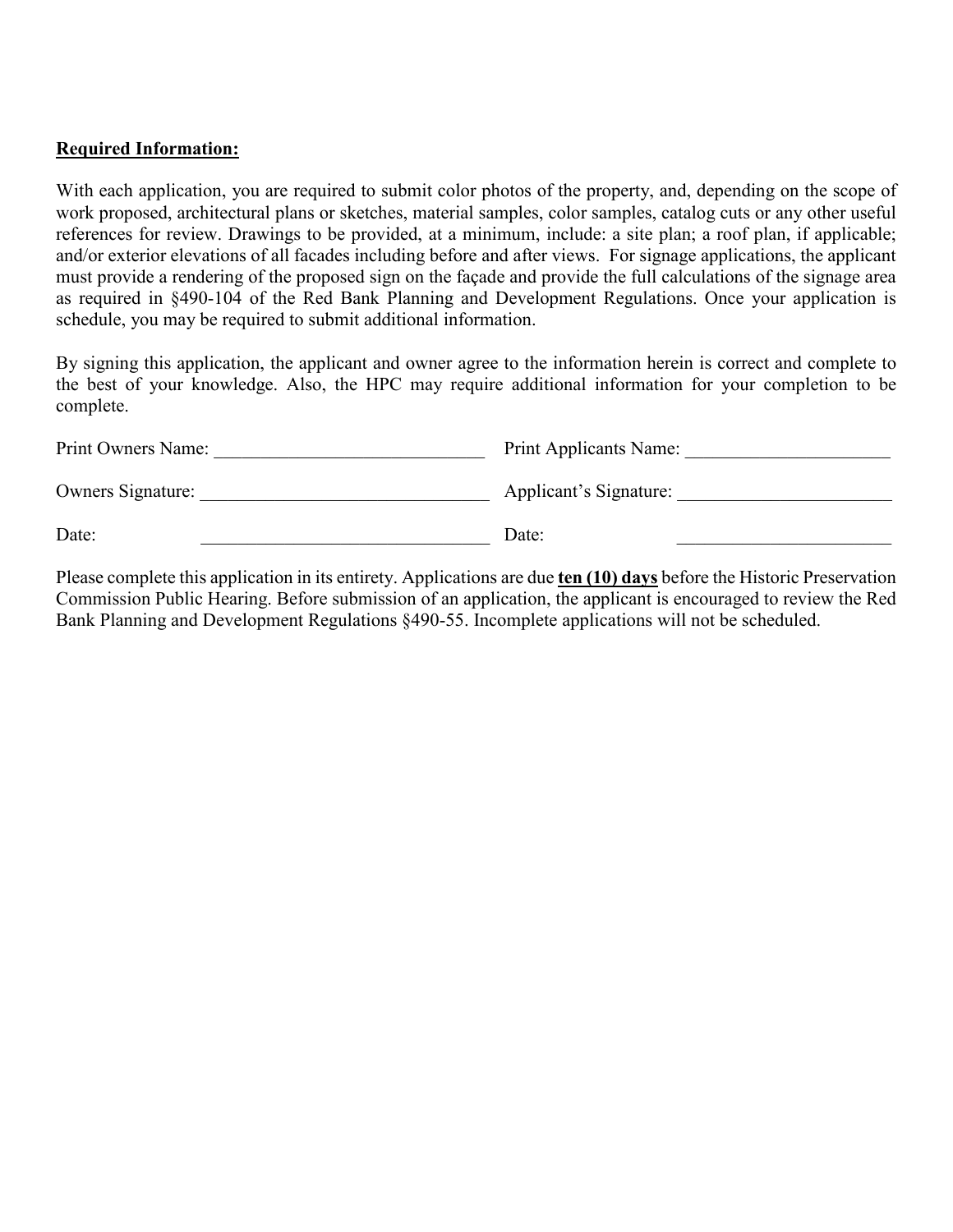**Required Information:**

With each application, you are required to submit color photos of the property, and, depending on the scope of work proposed, architectural plans or sketches, material samples, color samples, catalog cuts or any other useful references for review. Drawings to be provided, at a minimum, include: a site plan; a roof plan, if applicable; and/or exterior elevations of all facades including before and after views. For signage applications, the applicant must provide a rendering of the proposed sign on the façade and provide the full calculations of the signage area as required in §490-104 of the Red Bank Planning and Development Regulations. Once your application is schedule, you may be required to submit additional information.

By signing this application, the applicant and owner agree to the information herein is correct and complete to the best of your knowledge. Also, the HPC may require additional information for your completion to be complete.

Print Owners Name: ______________________________ Print Applicants Name: ______________________

Owners Signature: _______________________________ Applicant's Signature: _______________________

Date: _______________________________ Date: _______________________

Please complete this application in its entirety. Applications are due **ten (10) days** before the Historic Preservation Commission Public Hearing. Before submission of an application, the applicant is encouraged to review the Red Bank Planning and Development Regulations §490-55. Incomplete applications will not be scheduled.